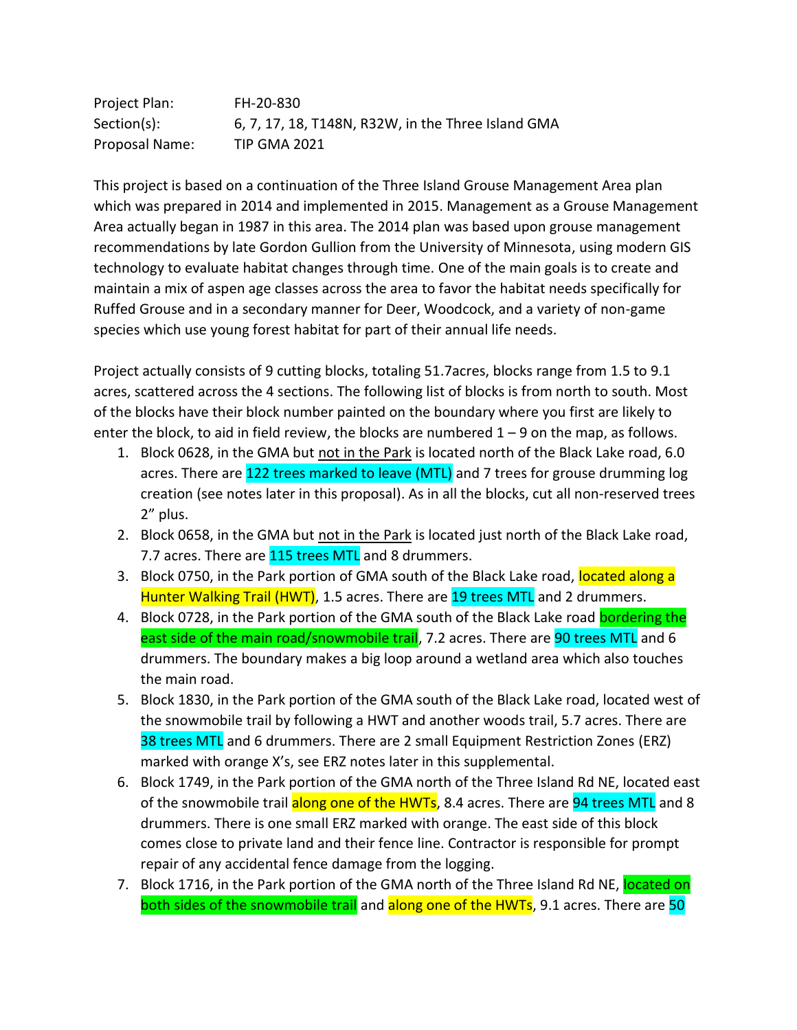Project Plan: FH-20-830
Section(s): 6, 7, 17, 18, T148N, R32W, in the Three Island GMA
Proposal Name: TIP GMA 2021

This project is based on a continuation of the Three Island Grouse Management Area plan which was prepared in 2014 and implemented in 2015. Management as a Grouse Management Area actually began in 1987 in this area. The 2014 plan was based upon grouse management recommendations by late Gordon Gullion from the University of Minnesota, using modern GIS technology to evaluate habitat changes through time. One of the main goals is to create and maintain a mix of aspen age classes across the area to favor the habitat needs specifically for Ruffed Grouse and in a secondary manner for Deer, Woodcock, and a variety of non-game species which use young forest habitat for part of their annual life needs.

Project actually consists of 9 cutting blocks, totaling 51.7acres, blocks range from 1.5 to 9.1 acres, scattered across the 4 sections. The following list of blocks is from north to south. Most of the blocks have their block number painted on the boundary where you first are likely to enter the block, to aid in field review, the blocks are numbered 1 – 9 on the map, as follows.

1. Block 0628, in the GMA but <u>not in the Park</u> is located north of the Black Lake road, 6.0 acres. There are 122 trees marked to leave (MTL) and 7 trees for grouse drumming log creation (see notes later in this proposal). As in all the blocks, cut all non-reserved trees 2” plus.
2. Block 0658, in the GMA but <u>not in the Park</u> is located just north of the Black Lake road, 7.7 acres. There are 115 trees MTL and 8 drummers.
3. Block 0750, in the Park portion of GMA south of the Black Lake road, located along a Hunter Walking Trail (HWT), 1.5 acres. There are 19 trees MTL and 2 drummers.
4. Block 0728, in the Park portion of the GMA south of the Black Lake road bordering the east side of the main road/snowmobile trail, 7.2 acres. There are 90 trees MTL and 6 drummers. The boundary makes a big loop around a wetland area which also touches the main road.
5. Block 1830, in the Park portion of the GMA south of the Black Lake road, located west of the snowmobile trail by following a HWT and another woods trail, 5.7 acres. There are 38 trees MTL and 6 drummers. There are 2 small Equipment Restriction Zones (ERZ) marked with orange X’s, see ERZ notes later in this supplemental.
6. Block 1749, in the Park portion of the GMA north of the Three Island Rd NE, located east of the snowmobile trail along one of the HWTs, 8.4 acres. There are 94 trees MTL and 8 drummers. There is one small ERZ marked with orange. The east side of this block comes close to private land and their fence line. Contractor is responsible for prompt repair of any accidental fence damage from the logging.
7. Block 1716, in the Park portion of the GMA north of the Three Island Rd NE, located on both sides of the snowmobile trail and along one of the HWTs, 9.1 acres. There are 50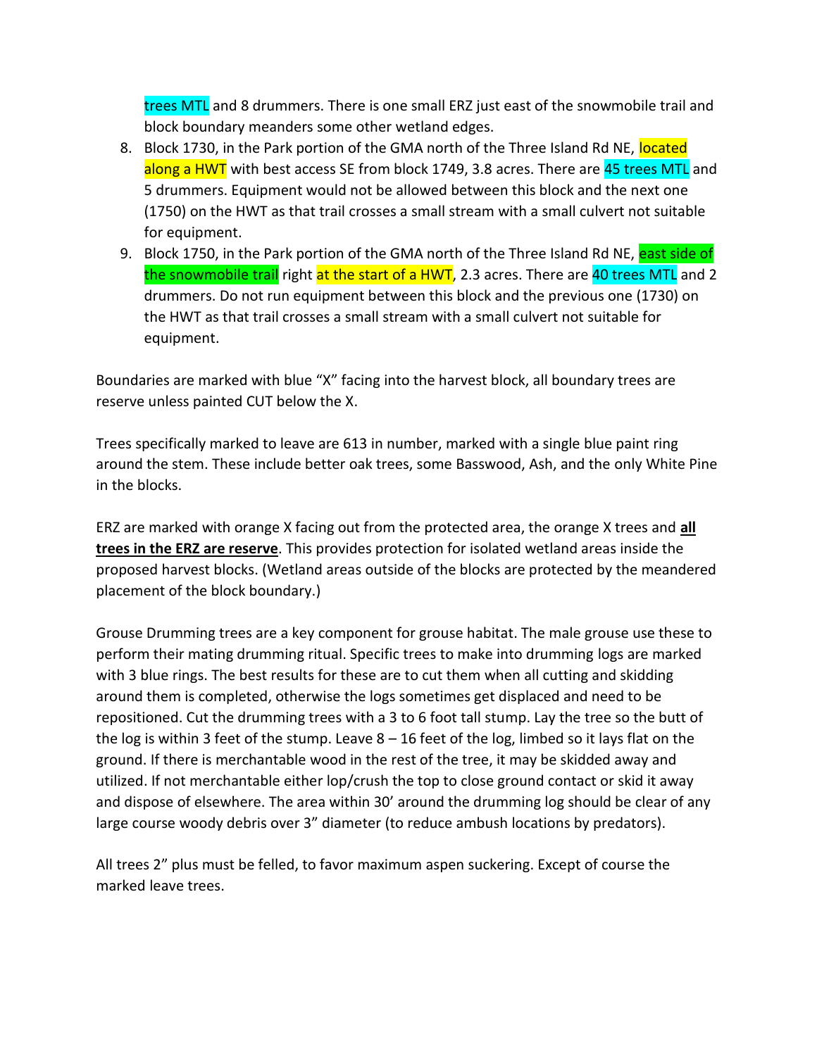trees MTL and 8 drummers. There is one small ERZ just east of the snowmobile trail and block boundary meanders some other wetland edges.

8. Block 1730, in the Park portion of the GMA north of the Three Island Rd NE, located along a HWT with best access SE from block 1749, 3.8 acres. There are 45 trees MTL and 5 drummers. Equipment would not be allowed between this block and the next one (1750) on the HWT as that trail crosses a small stream with a small culvert not suitable for equipment.
9. Block 1750, in the Park portion of the GMA north of the Three Island Rd NE, east side of the snowmobile trail right at the start of a HWT, 2.3 acres. There are 40 trees MTL and 2 drummers. Do not run equipment between this block and the previous one (1730) on the HWT as that trail crosses a small stream with a small culvert not suitable for equipment.

Boundaries are marked with blue "X" facing into the harvest block, all boundary trees are reserve unless painted CUT below the X.

Trees specifically marked to leave are 613 in number, marked with a single blue paint ring around the stem. These include better oak trees, some Basswood, Ash, and the only White Pine in the blocks.

ERZ are marked with orange X facing out from the protected area, the orange X trees and **all trees in the ERZ are reserve**. This provides protection for isolated wetland areas inside the proposed harvest blocks. (Wetland areas outside of the blocks are protected by the meandered placement of the block boundary.)

Grouse Drumming trees are a key component for grouse habitat. The male grouse use these to perform their mating drumming ritual. Specific trees to make into drumming logs are marked with 3 blue rings. The best results for these are to cut them when all cutting and skidding around them is completed, otherwise the logs sometimes get displaced and need to be repositioned. Cut the drumming trees with a 3 to 6 foot tall stump. Lay the tree so the butt of the log is within 3 feet of the stump. Leave 8 – 16 feet of the log, limbed so it lays flat on the ground. If there is merchantable wood in the rest of the tree, it may be skidded away and utilized. If not merchantable either lop/crush the top to close ground contact or skid it away and dispose of elsewhere. The area within 30' around the drumming log should be clear of any large course woody debris over 3" diameter (to reduce ambush locations by predators).

All trees 2" plus must be felled, to favor maximum aspen suckering. Except of course the marked leave trees.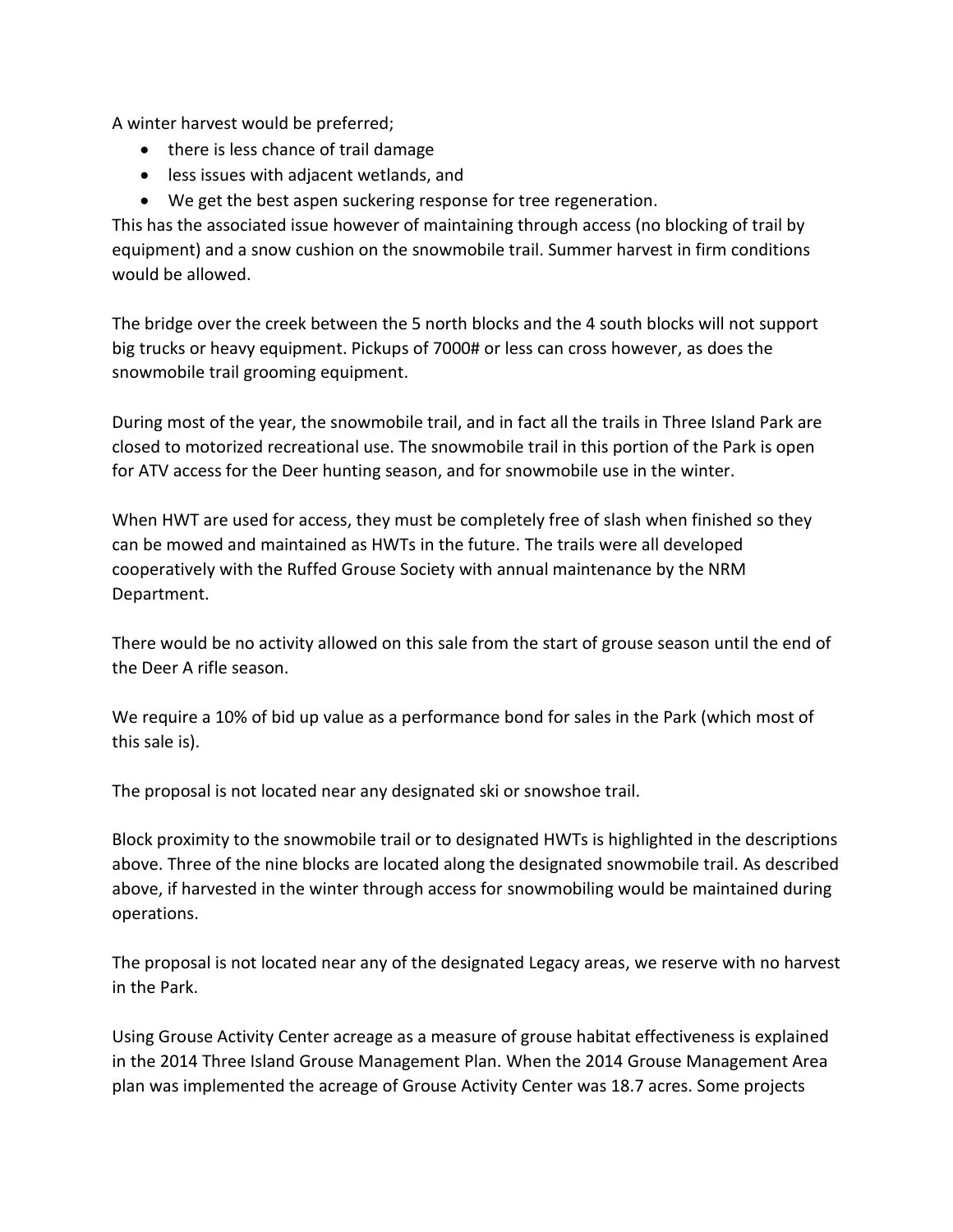A winter harvest would be preferred;

- there is less chance of trail damage
- less issues with adjacent wetlands, and
- We get the best aspen suckering response for tree regeneration.

This has the associated issue however of maintaining through access (no blocking of trail by equipment) and a snow cushion on the snowmobile trail. Summer harvest in firm conditions would be allowed.

The bridge over the creek between the 5 north blocks and the 4 south blocks will not support big trucks or heavy equipment. Pickups of 7000# or less can cross however, as does the snowmobile trail grooming equipment.

During most of the year, the snowmobile trail, and in fact all the trails in Three Island Park are closed to motorized recreational use. The snowmobile trail in this portion of the Park is open for ATV access for the Deer hunting season, and for snowmobile use in the winter.

When HWT are used for access, they must be completely free of slash when finished so they can be mowed and maintained as HWTs in the future. The trails were all developed cooperatively with the Ruffed Grouse Society with annual maintenance by the NRM Department.

There would be no activity allowed on this sale from the start of grouse season until the end of the Deer A rifle season.

We require a 10% of bid up value as a performance bond for sales in the Park (which most of this sale is).

The proposal is not located near any designated ski or snowshoe trail.

Block proximity to the snowmobile trail or to designated HWTs is highlighted in the descriptions above. Three of the nine blocks are located along the designated snowmobile trail. As described above, if harvested in the winter through access for snowmobiling would be maintained during operations.

The proposal is not located near any of the designated Legacy areas, we reserve with no harvest in the Park.

Using Grouse Activity Center acreage as a measure of grouse habitat effectiveness is explained in the 2014 Three Island Grouse Management Plan. When the 2014 Grouse Management Area plan was implemented the acreage of Grouse Activity Center was 18.7 acres. Some projects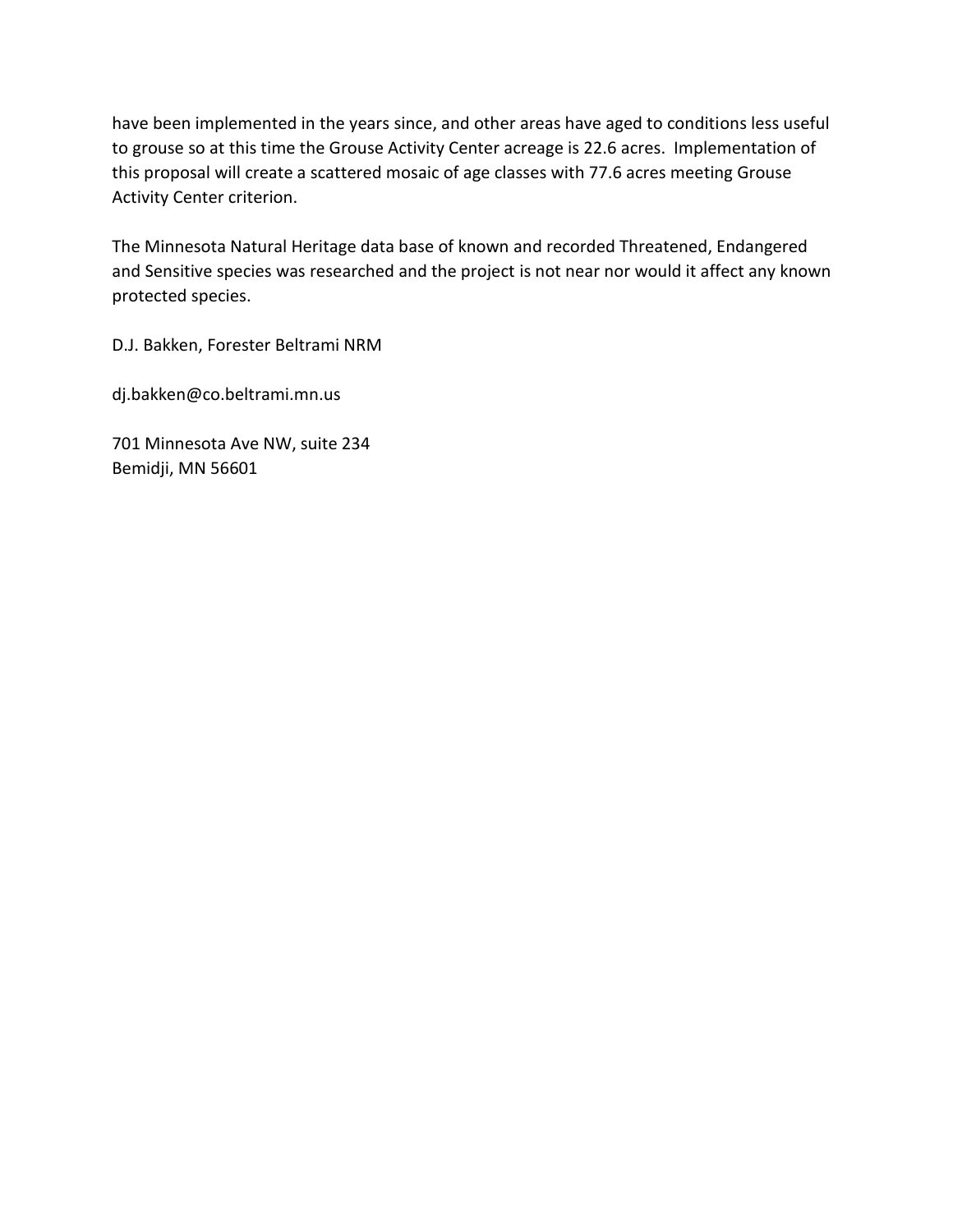have been implemented in the years since, and other areas have aged to conditions less useful to grouse so at this time the Grouse Activity Center acreage is 22.6 acres. Implementation of this proposal will create a scattered mosaic of age classes with 77.6 acres meeting Grouse Activity Center criterion.

The Minnesota Natural Heritage data base of known and recorded Threatened, Endangered and Sensitive species was researched and the project is not near nor would it affect any known protected species.

D.J. Bakken, Forester Beltrami NRM

dj.bakken@co.beltrami.mn.us

701 Minnesota Ave NW, suite 234
Bemidji, MN 56601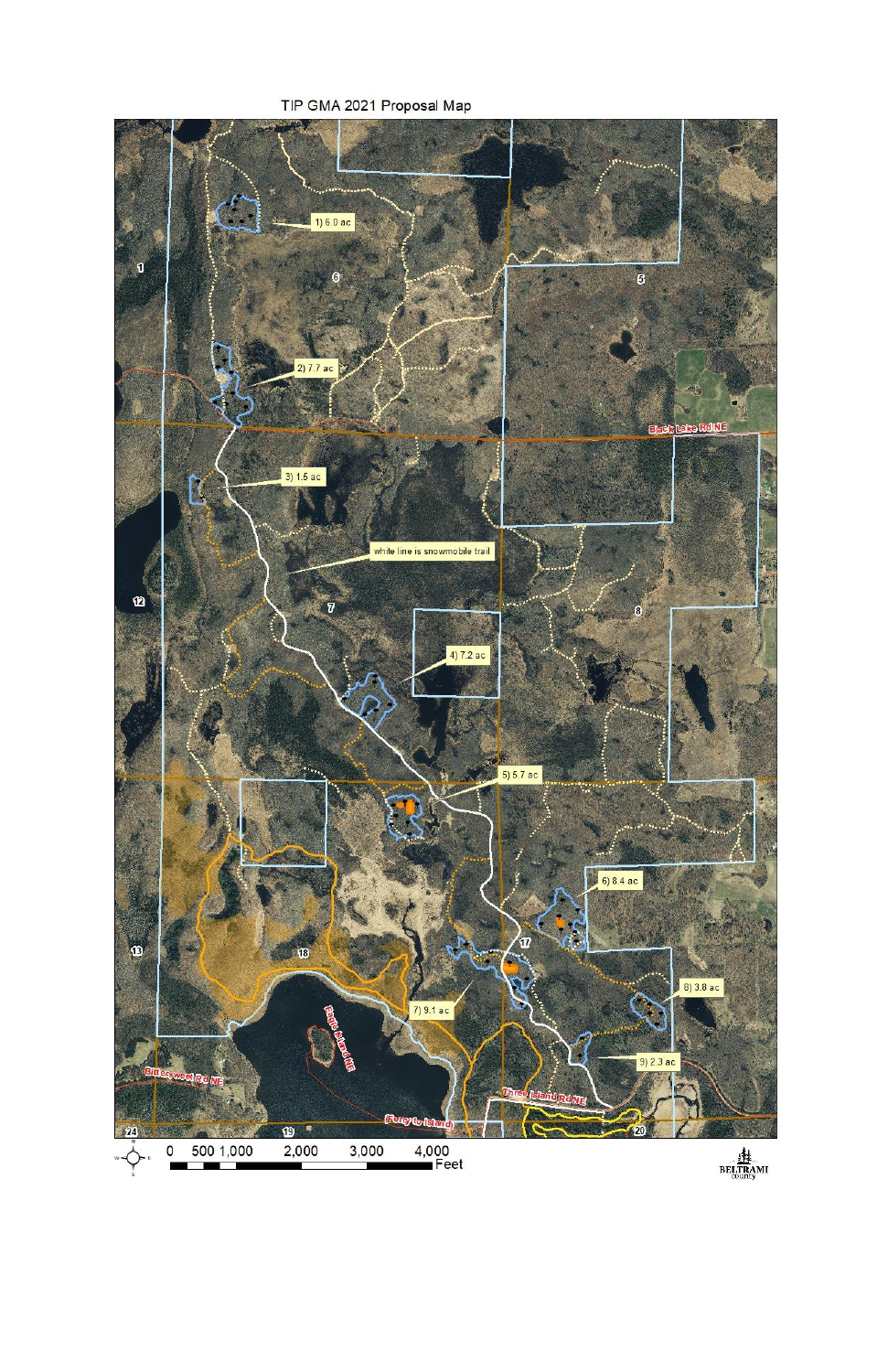TIP GMA 2021 Proposal Map

1) 6.0 ac

2) 7.7 ac

3) 1.5 ac

white line is snowmobile trail

4) 7.2 ac

5) 5.7 ac

6) 8.4 ac

7) 9.1 ac

8) 3.8 ac

9) 2.3 ac

Black Lake Rd NE

Bitterweed Rd NE

Eagle Island NE

Three Island Rd NE

(Ferry to Island)

1 5 6 7 8 12 13 17 18 19 20 24

0 500 1,000 2,000 3,000 4,000 Feet

BELTRAMI County